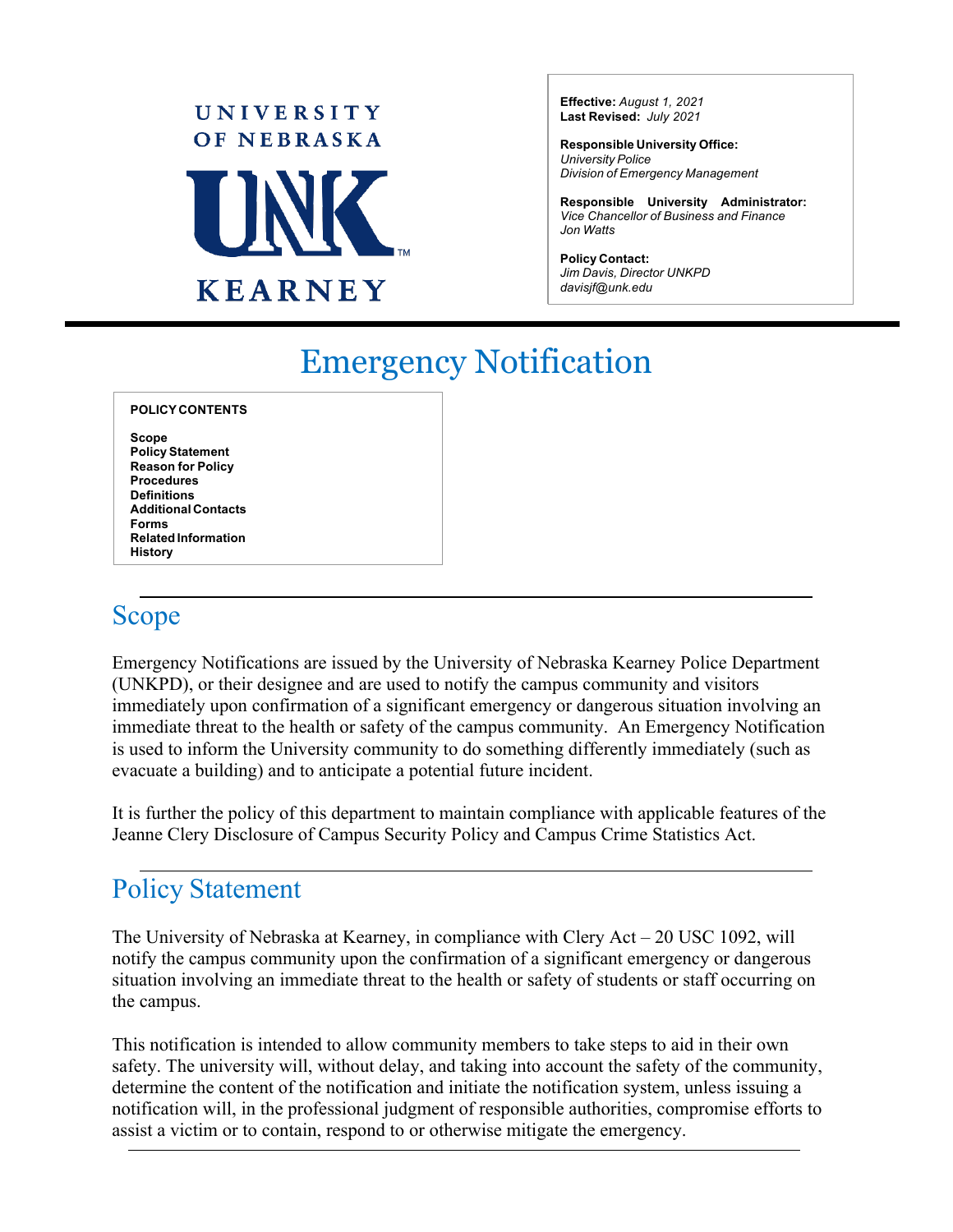UNIVERSITY OF NEBRASKA

UNK

KEARNEY

**Effective:** *August 1, 2021*
**Last Revised:** *July 2021*

**Responsible University Office:**
*University Police*
*Division of Emergency Management*

**Responsible University Administrator:**
*Vice Chancellor of Business and Finance*
*Jon Watts*

**Policy Contact:**
*Jim Davis, Director UNKPD*
*davisjf@unk.edu*

# Emergency Notification

**POLICY CONTENTS**

**Scope**
**Policy Statement**
**Reason for Policy**
**Procedures**
**Definitions**
**Additional Contacts**
**Forms**
**Related Information**
**History**

## Scope

Emergency Notifications are issued by the University of Nebraska Kearney Police Department (UNKPD), or their designee and are used to notify the campus community and visitors immediately upon confirmation of a significant emergency or dangerous situation involving an immediate threat to the health or safety of the campus community. An Emergency Notification is used to inform the University community to do something differently immediately (such as evacuate a building) and to anticipate a potential future incident.

It is further the policy of this department to maintain compliance with applicable features of the Jeanne Clery Disclosure of Campus Security Policy and Campus Crime Statistics Act.

## Policy Statement

The University of Nebraska at Kearney, in compliance with Clery Act – 20 USC 1092, will notify the campus community upon the confirmation of a significant emergency or dangerous situation involving an immediate threat to the health or safety of students or staff occurring on the campus.

This notification is intended to allow community members to take steps to aid in their own safety. The university will, without delay, and taking into account the safety of the community, determine the content of the notification and initiate the notification system, unless issuing a notification will, in the professional judgment of responsible authorities, compromise efforts to assist a victim or to contain, respond to or otherwise mitigate the emergency.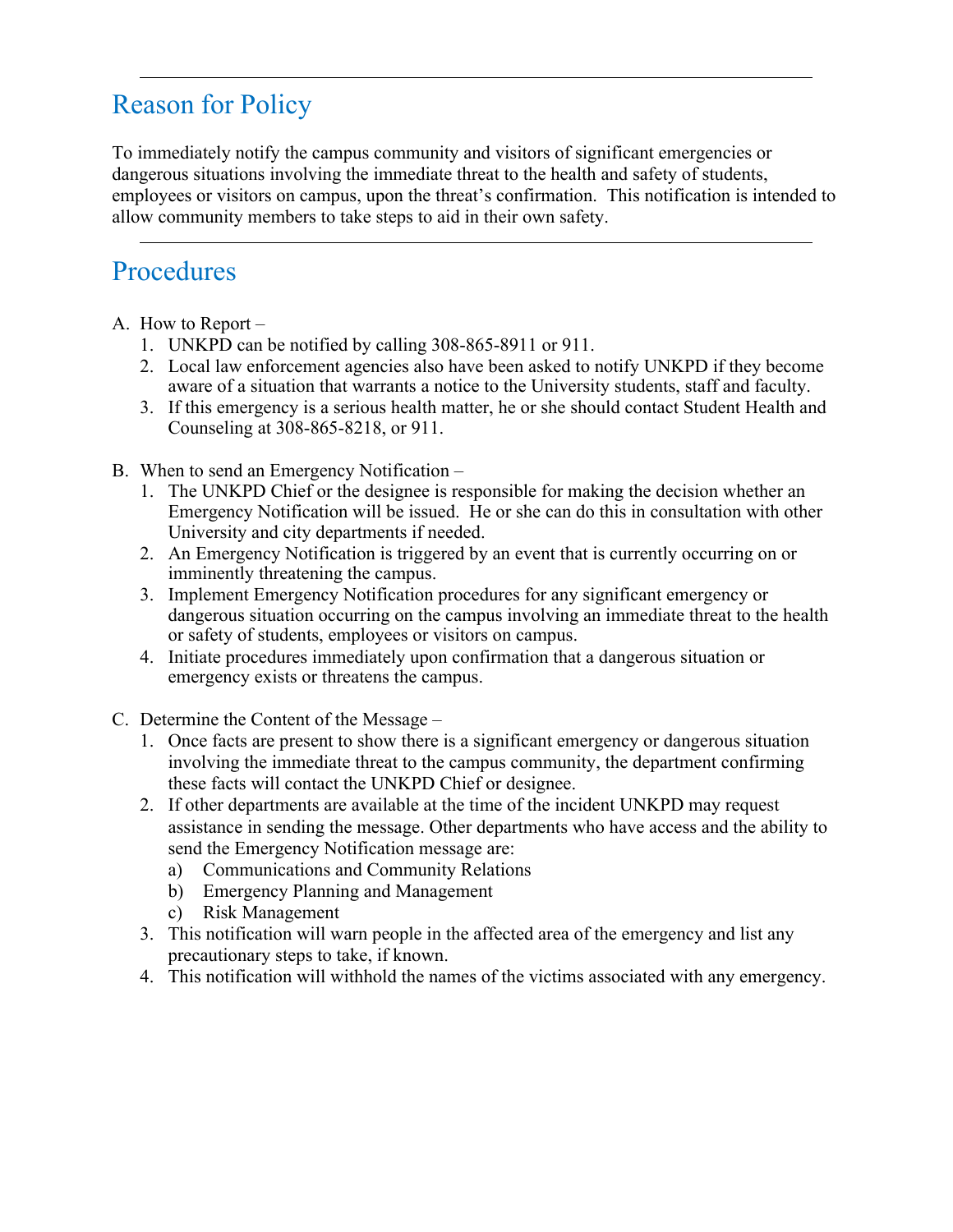## Reason for Policy

To immediately notify the campus community and visitors of significant emergencies or dangerous situations involving the immediate threat to the health and safety of students, employees or visitors on campus, upon the threat's confirmation. This notification is intended to allow community members to take steps to aid in their own safety.

## Procedures

A. How to Report –
   1. UNKPD can be notified by calling 308-865-8911 or 911.
   2. Local law enforcement agencies also have been asked to notify UNKPD if they become aware of a situation that warrants a notice to the University students, staff and faculty.
   3. If this emergency is a serious health matter, he or she should contact Student Health and Counseling at 308-865-8218, or 911.

B. When to send an Emergency Notification –
   1. The UNKPD Chief or the designee is responsible for making the decision whether an Emergency Notification will be issued. He or she can do this in consultation with other University and city departments if needed.
   2. An Emergency Notification is triggered by an event that is currently occurring on or imminently threatening the campus.
   3. Implement Emergency Notification procedures for any significant emergency or dangerous situation occurring on the campus involving an immediate threat to the health or safety of students, employees or visitors on campus.
   4. Initiate procedures immediately upon confirmation that a dangerous situation or emergency exists or threatens the campus.

C. Determine the Content of the Message –
   1. Once facts are present to show there is a significant emergency or dangerous situation involving the immediate threat to the campus community, the department confirming these facts will contact the UNKPD Chief or designee.
   2. If other departments are available at the time of the incident UNKPD may request assistance in sending the message. Other departments who have access and the ability to send the Emergency Notification message are:
      a) Communications and Community Relations
      b) Emergency Planning and Management
      c) Risk Management
   3. This notification will warn people in the affected area of the emergency and list any precautionary steps to take, if known.
   4. This notification will withhold the names of the victims associated with any emergency.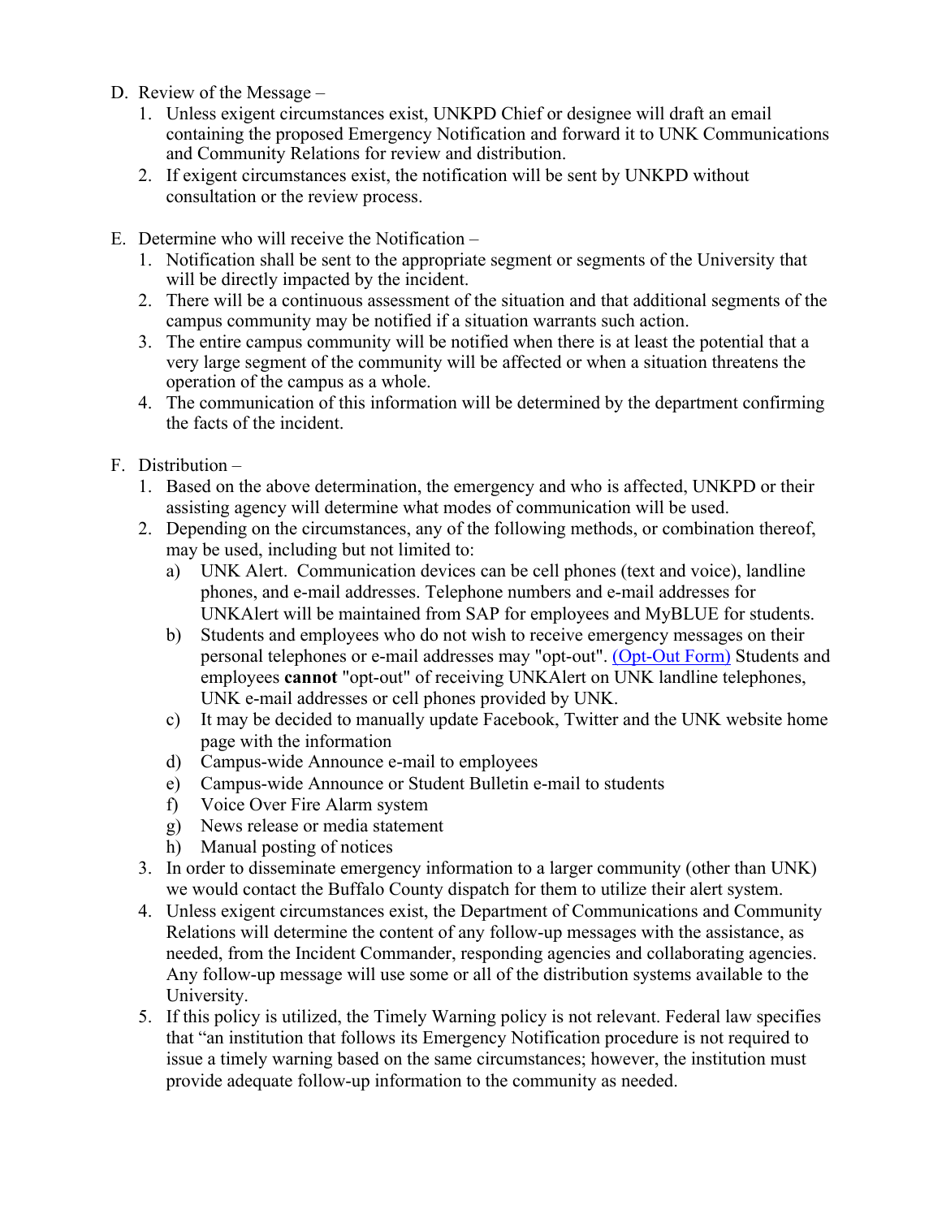D. Review of the Message –
   1. Unless exigent circumstances exist, UNKPD Chief or designee will draft an email containing the proposed Emergency Notification and forward it to UNK Communications and Community Relations for review and distribution.
   2. If exigent circumstances exist, the notification will be sent by UNKPD without consultation or the review process.

E. Determine who will receive the Notification –
   1. Notification shall be sent to the appropriate segment or segments of the University that will be directly impacted by the incident.
   2. There will be a continuous assessment of the situation and that additional segments of the campus community may be notified if a situation warrants such action.
   3. The entire campus community will be notified when there is at least the potential that a very large segment of the community will be affected or when a situation threatens the operation of the campus as a whole.
   4. The communication of this information will be determined by the department confirming the facts of the incident.

F. Distribution –
   1. Based on the above determination, the emergency and who is affected, UNKPD or their assisting agency will determine what modes of communication will be used.
   2. Depending on the circumstances, any of the following methods, or combination thereof, may be used, including but not limited to:
      a) UNK Alert. Communication devices can be cell phones (text and voice), landline phones, and e-mail addresses. Telephone numbers and e-mail addresses for UNKAlert will be maintained from SAP for employees and MyBLUE for students.
      b) Students and employees who do not wish to receive emergency messages on their personal telephones or e-mail addresses may "opt-out". (Opt-Out Form) Students and employees **cannot** "opt-out" of receiving UNKAlert on UNK landline telephones, UNK e-mail addresses or cell phones provided by UNK.
      c) It may be decided to manually update Facebook, Twitter and the UNK website home page with the information
      d) Campus-wide Announce e-mail to employees
      e) Campus-wide Announce or Student Bulletin e-mail to students
      f) Voice Over Fire Alarm system
      g) News release or media statement
      h) Manual posting of notices
   3. In order to disseminate emergency information to a larger community (other than UNK) we would contact the Buffalo County dispatch for them to utilize their alert system.
   4. Unless exigent circumstances exist, the Department of Communications and Community Relations will determine the content of any follow-up messages with the assistance, as needed, from the Incident Commander, responding agencies and collaborating agencies. Any follow-up message will use some or all of the distribution systems available to the University.
   5. If this policy is utilized, the Timely Warning policy is not relevant. Federal law specifies that "an institution that follows its Emergency Notification procedure is not required to issue a timely warning based on the same circumstances; however, the institution must provide adequate follow-up information to the community as needed.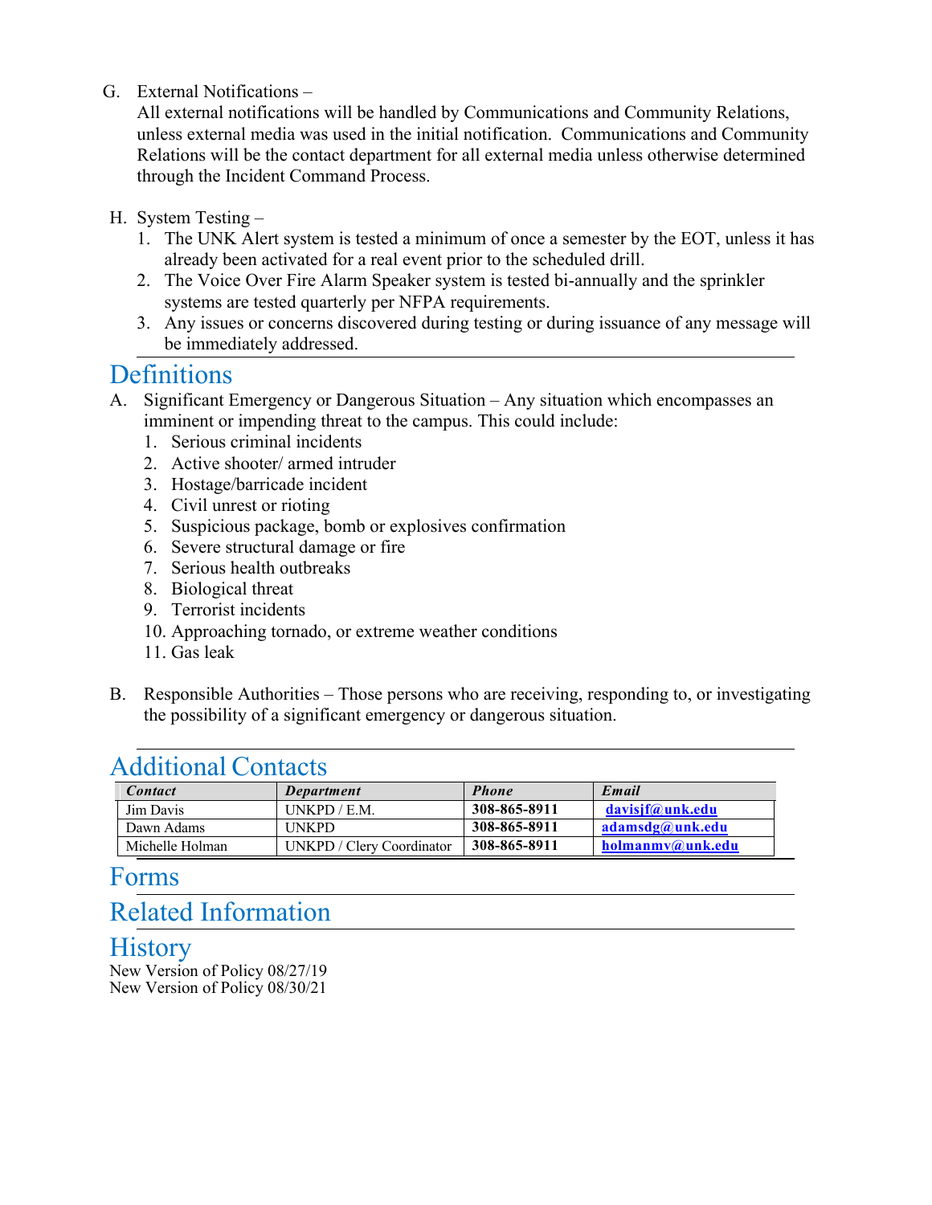G. External Notifications –
All external notifications will be handled by Communications and Community Relations, unless external media was used in the initial notification. Communications and Community Relations will be the contact department for all external media unless otherwise determined through the Incident Command Process.

H. System Testing –
1. The UNK Alert system is tested a minimum of once a semester by the EOT, unless it has already been activated for a real event prior to the scheduled drill.
2. The Voice Over Fire Alarm Speaker system is tested bi-annually and the sprinkler systems are tested quarterly per NFPA requirements.
3. Any issues or concerns discovered during testing or during issuance of any message will be immediately addressed.

## Definitions

A. Significant Emergency or Dangerous Situation – Any situation which encompasses an imminent or impending threat to the campus. This could include:
1. Serious criminal incidents
2. Active shooter/ armed intruder
3. Hostage/barricade incident
4. Civil unrest or rioting
5. Suspicious package, bomb or explosives confirmation
6. Severe structural damage or fire
7. Serious health outbreaks
8. Biological threat
9. Terrorist incidents
10. Approaching tornado, or extreme weather conditions
11. Gas leak

B. Responsible Authorities – Those persons who are receiving, responding to, or investigating the possibility of a significant emergency or dangerous situation.

## Additional Contacts

| ***Contact*** | ***Department*** | ***Phone*** | ***Email*** |
|---|---|---|---|
| Jim Davis | UNKPD / E.M. | **308-865-8911** | **davisjf@unk.edu** |
| Dawn Adams | UNKPD | **308-865-8911** | **adamsdg@unk.edu** |
| Michelle Holman | UNKPD / Clery Coordinator | **308-865-8911** | **holmanmv@unk.edu** |

## Forms

## Related Information

## History

New Version of Policy 08/27/19
New Version of Policy 08/30/21